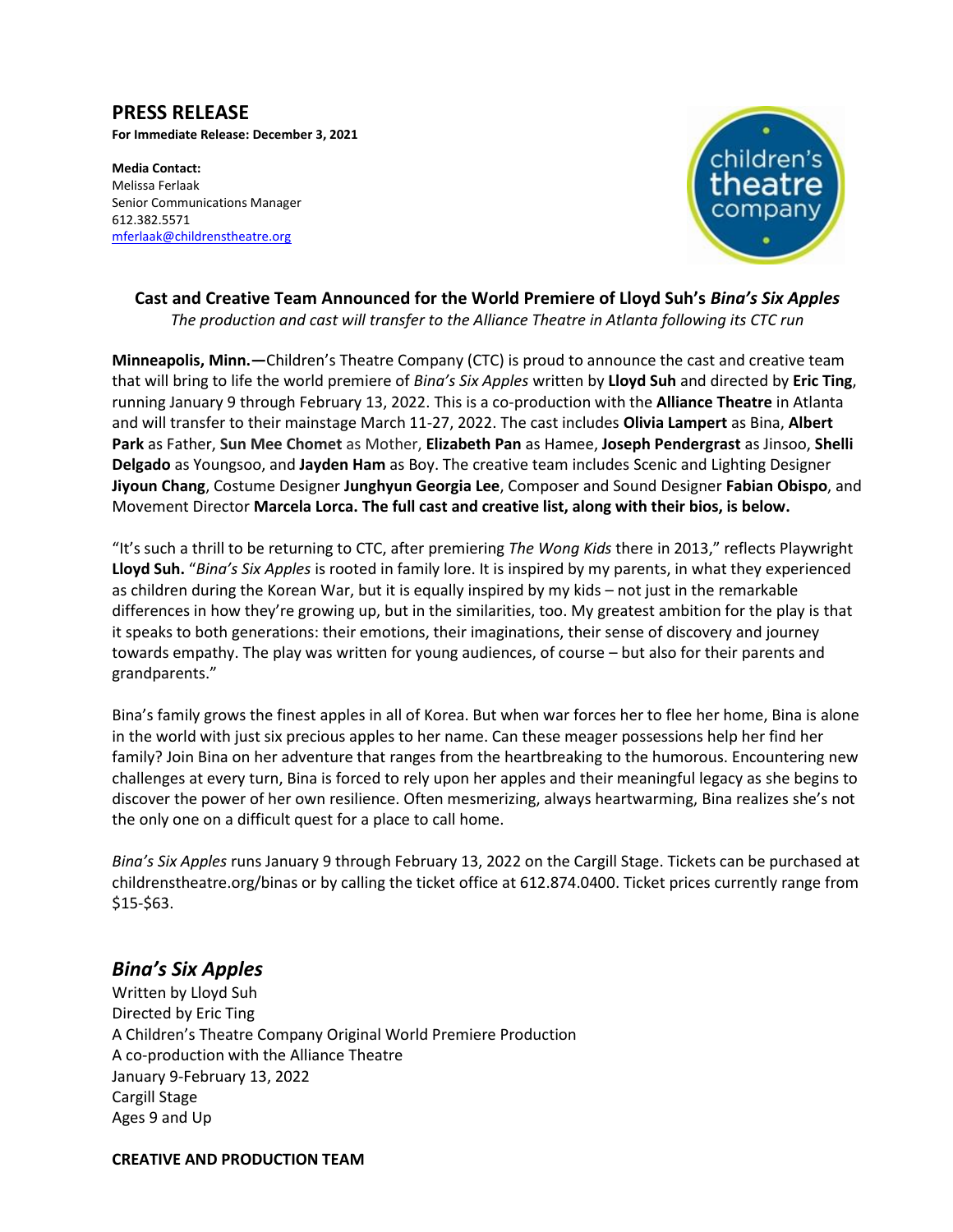# PRESS RELEASE

**For Immediate Release: December 3, 2021**

**Media Contact:**
Melissa Ferlaak
Senior Communications Manager
612.382.5571
[mferlaak@childrenstheatre.org](mailto:mferlaak@childrenstheatre.org)

## Cast and Creative Team Announced for the World Premiere of Lloyd Suh's *Bina's Six Apples*

*The production and cast will transfer to the Alliance Theatre in Atlanta following its CTC run*

**Minneapolis, Minn.—**Children's Theatre Company (CTC) is proud to announce the cast and creative team that will bring to life the world premiere of *Bina's Six Apples* written by **Lloyd Suh** and directed by **Eric Ting**, running January 9 through February 13, 2022. This is a co-production with the **Alliance Theatre** in Atlanta and will transfer to their mainstage March 11-27, 2022. The cast includes **Olivia Lampert** as Bina, **Albert Park** as Father, **Sun Mee Chomet** as Mother, **Elizabeth Pan** as Hamee, **Joseph Pendergrast** as Jinsoo, **Shelli Delgado** as Youngsoo, and **Jayden Ham** as Boy. The creative team includes Scenic and Lighting Designer **Jiyoun Chang**, Costume Designer **Junghyun Georgia Lee**, Composer and Sound Designer **Fabian Obispo**, and Movement Director **Marcela Lorca. The full cast and creative list, along with their bios, is below.**

"It's such a thrill to be returning to CTC, after premiering *The Wong Kids* there in 2013," reflects Playwright **Lloyd Suh.** "*Bina's Six Apples* is rooted in family lore. It is inspired by my parents, in what they experienced as children during the Korean War, but it is equally inspired by my kids – not just in the remarkable differences in how they're growing up, but in the similarities, too. My greatest ambition for the play is that it speaks to both generations: their emotions, their imaginations, their sense of discovery and journey towards empathy. The play was written for young audiences, of course – but also for their parents and grandparents."

Bina's family grows the finest apples in all of Korea. But when war forces her to flee her home, Bina is alone in the world with just six precious apples to her name. Can these meager possessions help her find her family? Join Bina on her adventure that ranges from the heartbreaking to the humorous. Encountering new challenges at every turn, Bina is forced to rely upon her apples and their meaningful legacy as she begins to discover the power of her own resilience. Often mesmerizing, always heartwarming, Bina realizes she's not the only one on a difficult quest for a place to call home.

*Bina's Six Apples* runs January 9 through February 13, 2022 on the Cargill Stage. Tickets can be purchased at childrenstheatre.org/binas or by calling the ticket office at 612.874.0400. Ticket prices currently range from $15-$63.

## *Bina's Six Apples*

Written by Lloyd Suh
Directed by Eric Ting
A Children's Theatre Company Original World Premiere Production
A co-production with the Alliance Theatre
January 9-February 13, 2022
Cargill Stage
Ages 9 and Up

**CREATIVE AND PRODUCTION TEAM**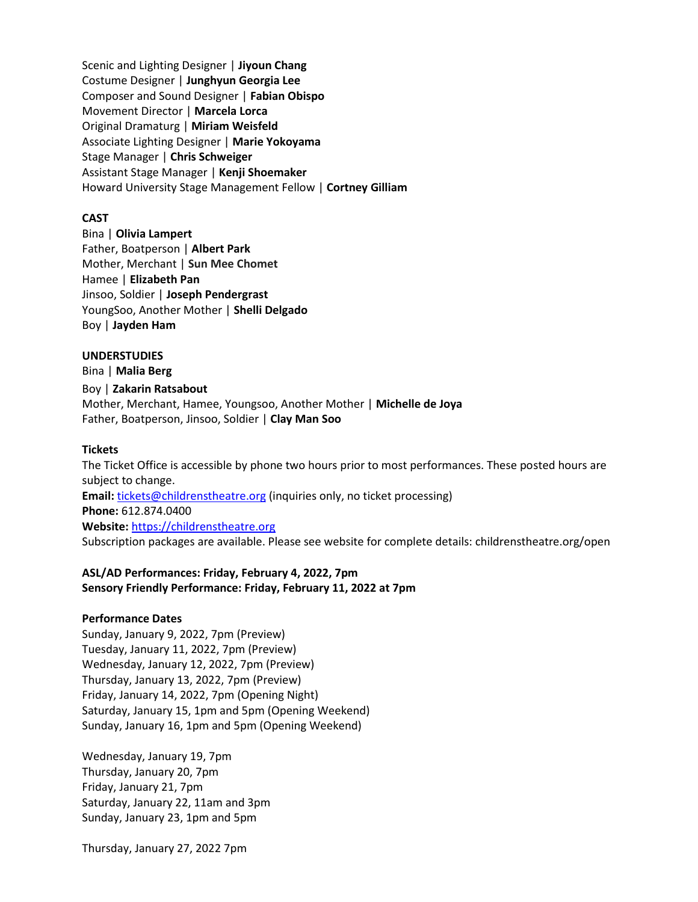Scenic and Lighting Designer | **Jiyoun Chang**
Costume Designer | **Junghyun Georgia Lee**
Composer and Sound Designer | **Fabian Obispo**
Movement Director | **Marcela Lorca**
Original Dramaturg | **Miriam Weisfeld**
Associate Lighting Designer | **Marie Yokoyama**
Stage Manager | **Chris Schweiger**
Assistant Stage Manager | **Kenji Shoemaker**
Howard University Stage Management Fellow | **Cortney Gilliam**

**CAST**
Bina | **Olivia Lampert**
Father, Boatperson | **Albert Park**
Mother, Merchant | **Sun Mee Chomet**
Hamee | **Elizabeth Pan**
Jinsoo, Soldier | **Joseph Pendergrast**
YoungSoo, Another Mother | **Shelli Delgado**
Boy | **Jayden Ham**

**UNDERSTUDIES**
Bina | **Malia Berg**
Boy | **Zakarin Ratsabout**
Mother, Merchant, Hamee, Youngsoo, Another Mother | **Michelle de Joya**
Father, Boatperson, Jinsoo, Soldier | **Clay Man Soo**

**Tickets**
The Ticket Office is accessible by phone two hours prior to most performances. These posted hours are subject to change.
**Email:** tickets@childrenstheatre.org (inquiries only, no ticket processing)
**Phone:** 612.874.0400
**Website:** https://childrenstheatre.org
Subscription packages are available. Please see website for complete details: childrenstheatre.org/open

**ASL/AD Performances: Friday, February 4, 2022, 7pm**
**Sensory Friendly Performance: Friday, February 11, 2022 at 7pm**

**Performance Dates**
Sunday, January 9, 2022, 7pm (Preview)
Tuesday, January 11, 2022, 7pm (Preview)
Wednesday, January 12, 2022, 7pm (Preview)
Thursday, January 13, 2022, 7pm (Preview)
Friday, January 14, 2022, 7pm (Opening Night)
Saturday, January 15, 1pm and 5pm (Opening Weekend)
Sunday, January 16, 1pm and 5pm (Opening Weekend)

Wednesday, January 19, 7pm
Thursday, January 20, 7pm
Friday, January 21, 7pm
Saturday, January 22, 11am and 3pm
Sunday, January 23, 1pm and 5pm

Thursday, January 27, 2022 7pm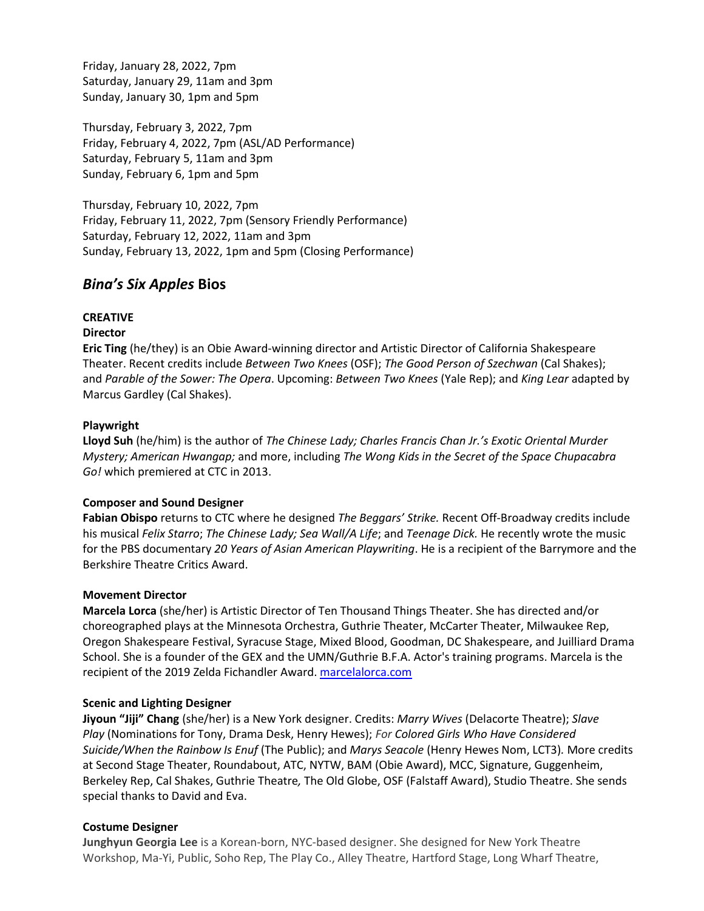Friday, January 28, 2022, 7pm
Saturday, January 29, 11am and 3pm
Sunday, January 30, 1pm and 5pm

Thursday, February 3, 2022, 7pm
Friday, February 4, 2022, 7pm (ASL/AD Performance)
Saturday, February 5, 11am and 3pm
Sunday, February 6, 1pm and 5pm

Thursday, February 10, 2022, 7pm
Friday, February 11, 2022, 7pm (Sensory Friendly Performance)
Saturday, February 12, 2022, 11am and 3pm
Sunday, February 13, 2022, 1pm and 5pm (Closing Performance)

## *Bina's Six Apples* Bios

**CREATIVE**

**Director**

**Eric Ting** (he/they) is an Obie Award-winning director and Artistic Director of California Shakespeare Theater. Recent credits include *Between Two Knees* (OSF); *The Good Person of Szechwan* (Cal Shakes); and *Parable of the Sower: The Opera*. Upcoming: *Between Two Knees* (Yale Rep); and *King Lear* adapted by Marcus Gardley (Cal Shakes).

**Playwright**

**Lloyd Suh** (he/him) is the author of *The Chinese Lady; Charles Francis Chan Jr.'s Exotic Oriental Murder Mystery; American Hwangap;* and more, including *The Wong Kids in the Secret of the Space Chupacabra Go!* which premiered at CTC in 2013.

**Composer and Sound Designer**

**Fabian Obispo** returns to CTC where he designed *The Beggars' Strike.* Recent Off-Broadway credits include his musical *Felix Starro*; *The Chinese Lady; Sea Wall/A Life*; and *Teenage Dick.* He recently wrote the music for the PBS documentary *20 Years of Asian American Playwriting*. He is a recipient of the Barrymore and the Berkshire Theatre Critics Award.

**Movement Director**

**Marcela Lorca** (she/her) is Artistic Director of Ten Thousand Things Theater. She has directed and/or choreographed plays at the Minnesota Orchestra, Guthrie Theater, McCarter Theater, Milwaukee Rep, Oregon Shakespeare Festival, Syracuse Stage, Mixed Blood, Goodman, DC Shakespeare, and Juilliard Drama School. She is a founder of the GEX and the UMN/Guthrie B.F.A. Actor's training programs. Marcela is the recipient of the 2019 Zelda Fichandler Award. marcelalorca.com

**Scenic and Lighting Designer**

**Jiyoun "Jiji" Chang** (she/her) is a New York designer. Credits: *Marry Wives* (Delacorte Theatre); *Slave Play* (Nominations for Tony, Drama Desk, Henry Hewes); *For Colored Girls Who Have Considered Suicide/When the Rainbow Is Enuf* (The Public); and *Marys Seacole* (Henry Hewes Nom, LCT3). More credits at Second Stage Theater, Roundabout, ATC, NYTW, BAM (Obie Award), MCC, Signature, Guggenheim, Berkeley Rep, Cal Shakes, Guthrie Theatre, The Old Globe, OSF (Falstaff Award), Studio Theatre. She sends special thanks to David and Eva.

**Costume Designer**

**Junghyun Georgia Lee** is a Korean-born, NYC-based designer. She designed for New York Theatre Workshop, Ma-Yi, Public, Soho Rep, The Play Co., Alley Theatre, Hartford Stage, Long Wharf Theatre,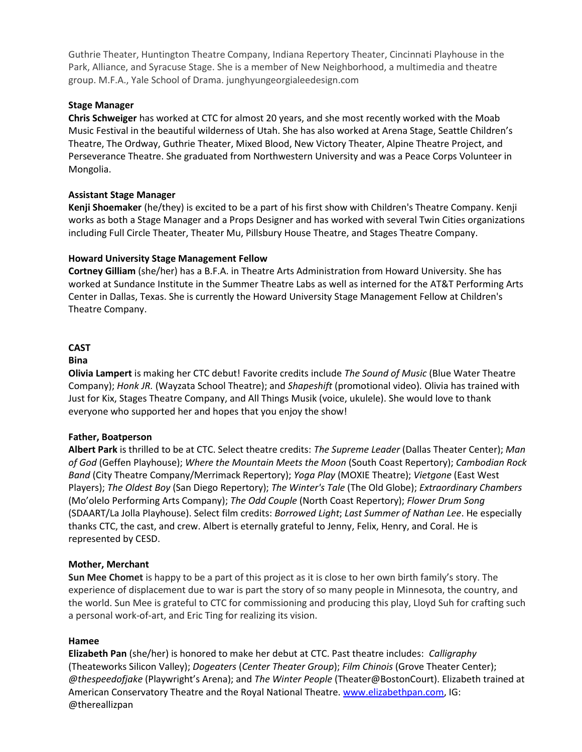Guthrie Theater, Huntington Theatre Company, Indiana Repertory Theater, Cincinnati Playhouse in the Park, Alliance, and Syracuse Stage. She is a member of New Neighborhood, a multimedia and theatre group. M.F.A., Yale School of Drama. junghyungeorgialeedesign.com

**Stage Manager**
**Chris Schweiger** has worked at CTC for almost 20 years, and she most recently worked with the Moab Music Festival in the beautiful wilderness of Utah. She has also worked at Arena Stage, Seattle Children's Theatre, The Ordway, Guthrie Theater, Mixed Blood, New Victory Theater, Alpine Theatre Project, and Perseverance Theatre. She graduated from Northwestern University and was a Peace Corps Volunteer in Mongolia.

**Assistant Stage Manager**
**Kenji Shoemaker** (he/they) is excited to be a part of his first show with Children's Theatre Company. Kenji works as both a Stage Manager and a Props Designer and has worked with several Twin Cities organizations including Full Circle Theater, Theater Mu, Pillsbury House Theatre, and Stages Theatre Company.

**Howard University Stage Management Fellow**
**Cortney Gilliam** (she/her) has a B.F.A. in Theatre Arts Administration from Howard University. She has worked at Sundance Institute in the Summer Theatre Labs as well as interned for the AT&T Performing Arts Center in Dallas, Texas. She is currently the Howard University Stage Management Fellow at Children's Theatre Company.

**CAST**

**Bina**
**Olivia Lampert** is making her CTC debut! Favorite credits include *The Sound of Music* (Blue Water Theatre Company); *Honk JR.* (Wayzata School Theatre); and *Shapeshift* (promotional video). Olivia has trained with Just for Kix, Stages Theatre Company, and All Things Musik (voice, ukulele). She would love to thank everyone who supported her and hopes that you enjoy the show!

**Father, Boatperson**
**Albert Park** is thrilled to be at CTC. Select theatre credits: *The Supreme Leader* (Dallas Theater Center); *Man of God* (Geffen Playhouse); *Where the Mountain Meets the Moon* (South Coast Repertory); *Cambodian Rock Band* (City Theatre Company/Merrimack Repertory); *Yoga Play* (MOXIE Theatre); *Vietgone* (East West Players); *The Oldest Boy* (San Diego Repertory); *The Winter's Tale* (The Old Globe); *Extraordinary Chambers* (Mo'olelo Performing Arts Company); *The Odd Couple* (North Coast Repertory); *Flower Drum Song* (SDAART/La Jolla Playhouse). Select film credits: *Borrowed Light*; *Last Summer of Nathan Lee*. He especially thanks CTC, the cast, and crew. Albert is eternally grateful to Jenny, Felix, Henry, and Coral. He is represented by CESD.

**Mother, Merchant**
**Sun Mee Chomet** is happy to be a part of this project as it is close to her own birth family's story. The experience of displacement due to war is part the story of so many people in Minnesota, the country, and the world. Sun Mee is grateful to CTC for commissioning and producing this play, Lloyd Suh for crafting such a personal work-of-art, and Eric Ting for realizing its vision.

**Hamee**
**Elizabeth Pan** (she/her) is honored to make her debut at CTC. Past theatre includes: *Calligraphy* (Theateworks Silicon Valley); *Dogeaters* (*Center Theater Group*); *Film Chinois* (Grove Theater Center); *@thespeedofjake* (Playwright's Arena); and *The Winter People* (Theater@BostonCourt). Elizabeth trained at American Conservatory Theatre and the Royal National Theatre. www.elizabethpan.com, IG: @thereallizpan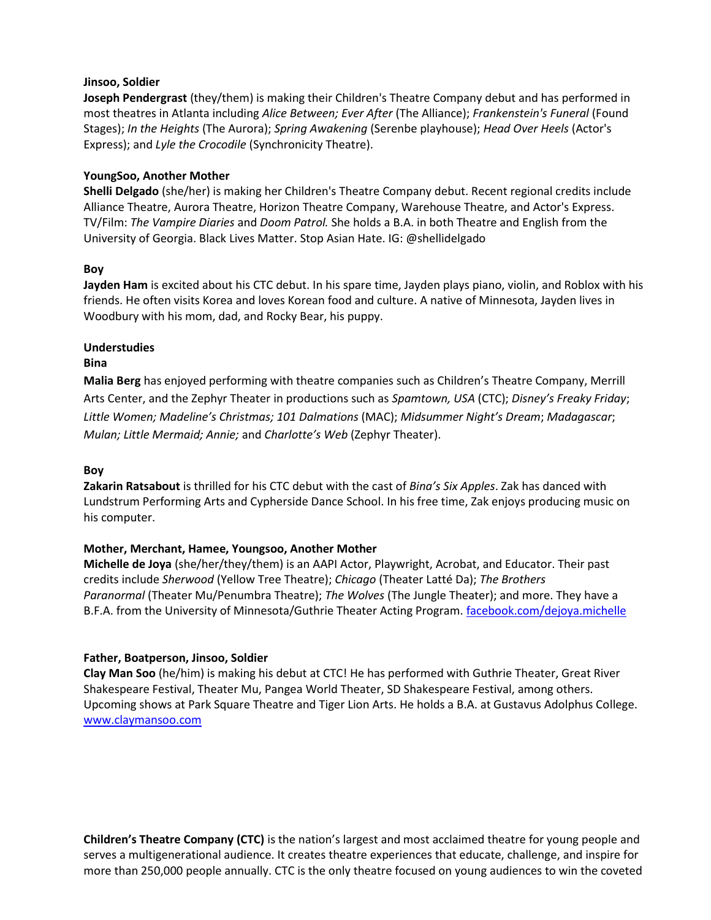**Jinsoo, Soldier**
**Joseph Pendergrast** (they/them) is making their Children's Theatre Company debut and has performed in most theatres in Atlanta including *Alice Between; Ever After* (The Alliance); *Frankenstein's Funeral* (Found Stages); *In the Heights* (The Aurora); *Spring Awakening* (Serenbe playhouse); *Head Over Heels* (Actor's Express); and *Lyle the Crocodile* (Synchronicity Theatre).

**YoungSoo, Another Mother**
**Shelli Delgado** (she/her) is making her Children's Theatre Company debut. Recent regional credits include Alliance Theatre, Aurora Theatre, Horizon Theatre Company, Warehouse Theatre, and Actor's Express. TV/Film: *The Vampire Diaries* and *Doom Patrol.* She holds a B.A. in both Theatre and English from the University of Georgia. Black Lives Matter. Stop Asian Hate. IG: @shellidelgado

**Boy**
**Jayden Ham** is excited about his CTC debut. In his spare time, Jayden plays piano, violin, and Roblox with his friends. He often visits Korea and loves Korean food and culture. A native of Minnesota, Jayden lives in Woodbury with his mom, dad, and Rocky Bear, his puppy.

**Understudies**
**Bina**
**Malia Berg** has enjoyed performing with theatre companies such as Children's Theatre Company, Merrill Arts Center, and the Zephyr Theater in productions such as *Spamtown, USA* (CTC); *Disney's Freaky Friday*; *Little Women; Madeline's Christmas; 101 Dalmations* (MAC); *Midsummer Night's Dream*; *Madagascar*; *Mulan; Little Mermaid; Annie;* and *Charlotte's Web* (Zephyr Theater).

**Boy**
**Zakarin Ratsabout** is thrilled for his CTC debut with the cast of *Bina's Six Apples*. Zak has danced with Lundstrum Performing Arts and Cypherside Dance School. In his free time, Zak enjoys producing music on his computer.

**Mother, Merchant, Hamee, Youngsoo, Another Mother**
**Michelle de Joya** (she/her/they/them) is an AAPI Actor, Playwright, Acrobat, and Educator. Their past credits include *Sherwood* (Yellow Tree Theatre); *Chicago* (Theater Latté Da); *The Brothers Paranormal* (Theater Mu/Penumbra Theatre); *The Wolves* (The Jungle Theater); and more. They have a B.F.A. from the University of Minnesota/Guthrie Theater Acting Program. facebook.com/dejoya.michelle

**Father, Boatperson, Jinsoo, Soldier**
**Clay Man Soo** (he/him) is making his debut at CTC! He has performed with Guthrie Theater, Great River Shakespeare Festival, Theater Mu, Pangea World Theater, SD Shakespeare Festival, among others. Upcoming shows at Park Square Theatre and Tiger Lion Arts. He holds a B.A. at Gustavus Adolphus College. www.claymansoo.com

**Children's Theatre Company (CTC)** is the nation's largest and most acclaimed theatre for young people and serves a multigenerational audience. It creates theatre experiences that educate, challenge, and inspire for more than 250,000 people annually. CTC is the only theatre focused on young audiences to win the coveted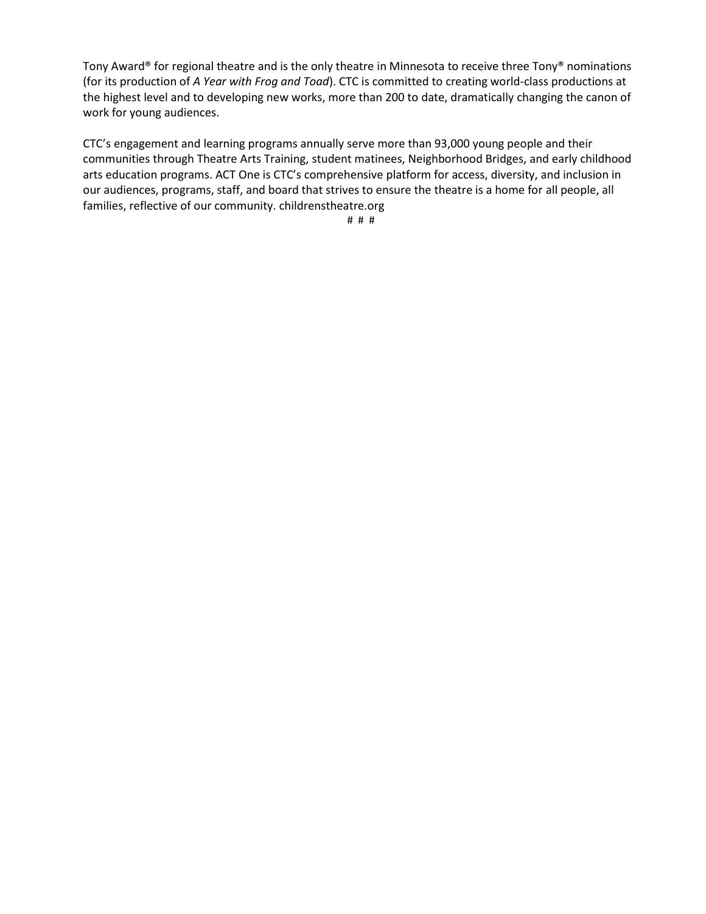Tony Award® for regional theatre and is the only theatre in Minnesota to receive three Tony® nominations (for its production of *A Year with Frog and Toad*). CTC is committed to creating world-class productions at the highest level and to developing new works, more than 200 to date, dramatically changing the canon of work for young audiences.

CTC's engagement and learning programs annually serve more than 93,000 young people and their communities through Theatre Arts Training, student matinees, Neighborhood Bridges, and early childhood arts education programs. ACT One is CTC's comprehensive platform for access, diversity, and inclusion in our audiences, programs, staff, and board that strives to ensure the theatre is a home for all people, all families, reflective of our community. childrenstheatre.org

# # #